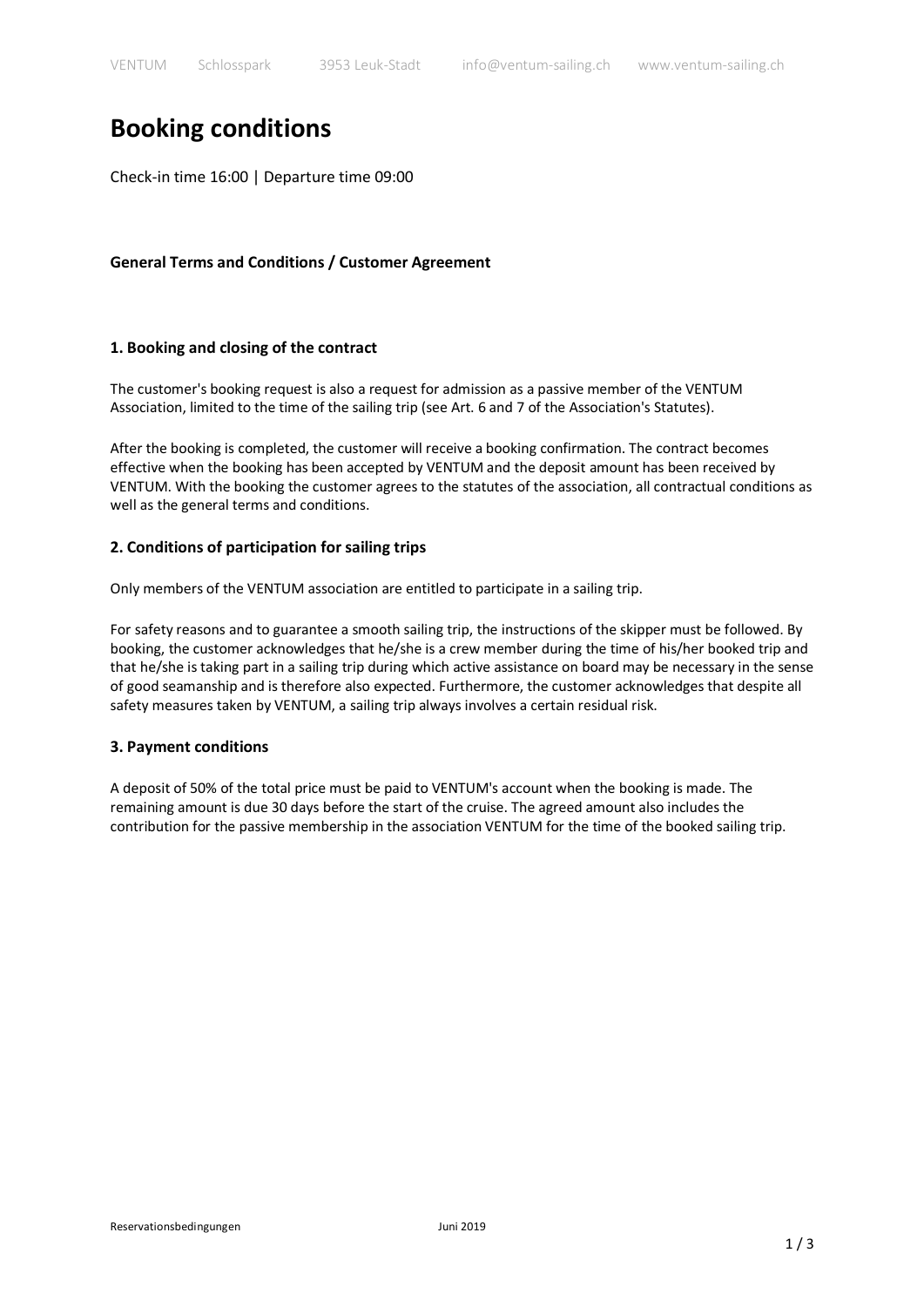# Booking conditions

Check-in time 16:00 | Departure time 09:00

**General Terms and Conditions / Customer Agreement**

### 1. Booking and closing of the contract

The customer's booking request is also a request for admission as a passive member of the VENTUM Association, limited to the time of the sailing trip (see Art. 6 and 7 of the Association's Statutes).

After the booking is completed, the customer will receive a booking confirmation. The contract becomes effective when the booking has been accepted by VENTUM and the deposit amount has been received by VENTUM. With the booking the customer agrees to the statutes of the association, all contractual conditions as well as the general terms and conditions.

### 2. Conditions of participation for sailing trips

Only members of the VENTUM association are entitled to participate in a sailing trip.

For safety reasons and to guarantee a smooth sailing trip, the instructions of the skipper must be followed. By booking, the customer acknowledges that he/she is a crew member during the time of his/her booked trip and that he/she is taking part in a sailing trip during which active assistance on board may be necessary in the sense of good seamanship and is therefore also expected. Furthermore, the customer acknowledges that despite all safety measures taken by VENTUM, a sailing trip always involves a certain residual risk.

### 3. Payment conditions

A deposit of 50% of the total price must be paid to VENTUM's account when the booking is made. The remaining amount is due 30 days before the start of the cruise. The agreed amount also includes the contribution for the passive membership in the association VENTUM for the time of the booked sailing trip.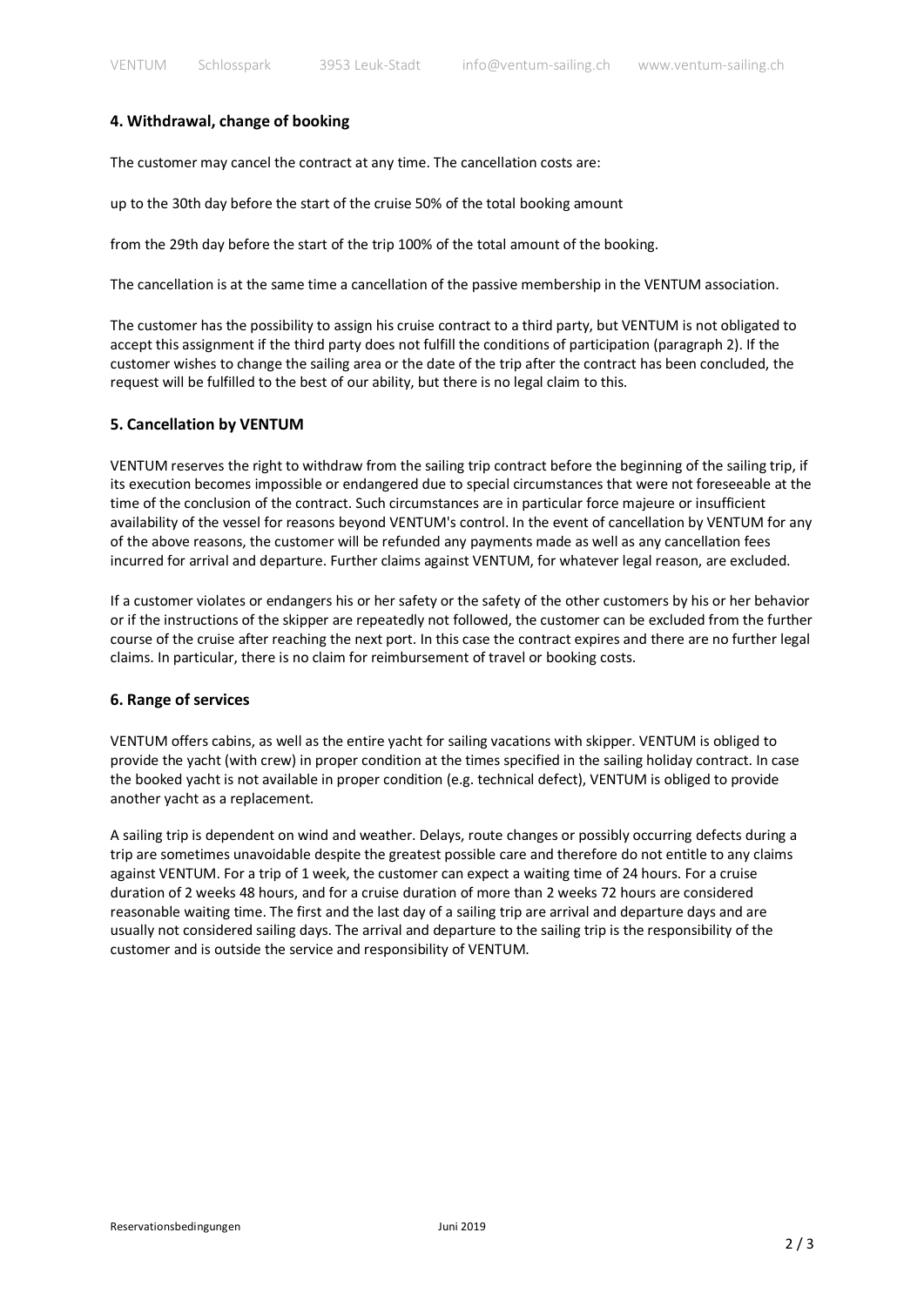## 4. Withdrawal, change of booking

The customer may cancel the contract at any time. The cancellation costs are:

up to the 30th day before the start of the cruise 50% of the total booking amount

from the 29th day before the start of the trip 100% of the total amount of the booking.

The cancellation is at the same time a cancellation of the passive membership in the VENTUM association.

The customer has the possibility to assign his cruise contract to a third party, but VENTUM is not obligated to accept this assignment if the third party does not fulfill the conditions of participation (paragraph 2). If the customer wishes to change the sailing area or the date of the trip after the contract has been concluded, the request will be fulfilled to the best of our ability, but there is no legal claim to this.

## 5. Cancellation by VENTUM

VENTUM reserves the right to withdraw from the sailing trip contract before the beginning of the sailing trip, if its execution becomes impossible or endangered due to special circumstances that were not foreseeable at the time of the conclusion of the contract. Such circumstances are in particular force majeure or insufficient availability of the vessel for reasons beyond VENTUM's control. In the event of cancellation by VENTUM for any of the above reasons, the customer will be refunded any payments made as well as any cancellation fees incurred for arrival and departure. Further claims against VENTUM, for whatever legal reason, are excluded.

If a customer violates or endangers his or her safety or the safety of the other customers by his or her behavior or if the instructions of the skipper are repeatedly not followed, the customer can be excluded from the further course of the cruise after reaching the next port. In this case the contract expires and there are no further legal claims. In particular, there is no claim for reimbursement of travel or booking costs.

## 6. Range of services

VENTUM offers cabins, as well as the entire yacht for sailing vacations with skipper. VENTUM is obliged to provide the yacht (with crew) in proper condition at the times specified in the sailing holiday contract. In case the booked yacht is not available in proper condition (e.g. technical defect), VENTUM is obliged to provide another yacht as a replacement.

A sailing trip is dependent on wind and weather. Delays, route changes or possibly occurring defects during a trip are sometimes unavoidable despite the greatest possible care and therefore do not entitle to any claims against VENTUM. For a trip of 1 week, the customer can expect a waiting time of 24 hours. For a cruise duration of 2 weeks 48 hours, and for a cruise duration of more than 2 weeks 72 hours are considered reasonable waiting time. The first and the last day of a sailing trip are arrival and departure days and are usually not considered sailing days. The arrival and departure to the sailing trip is the responsibility of the customer and is outside the service and responsibility of VENTUM.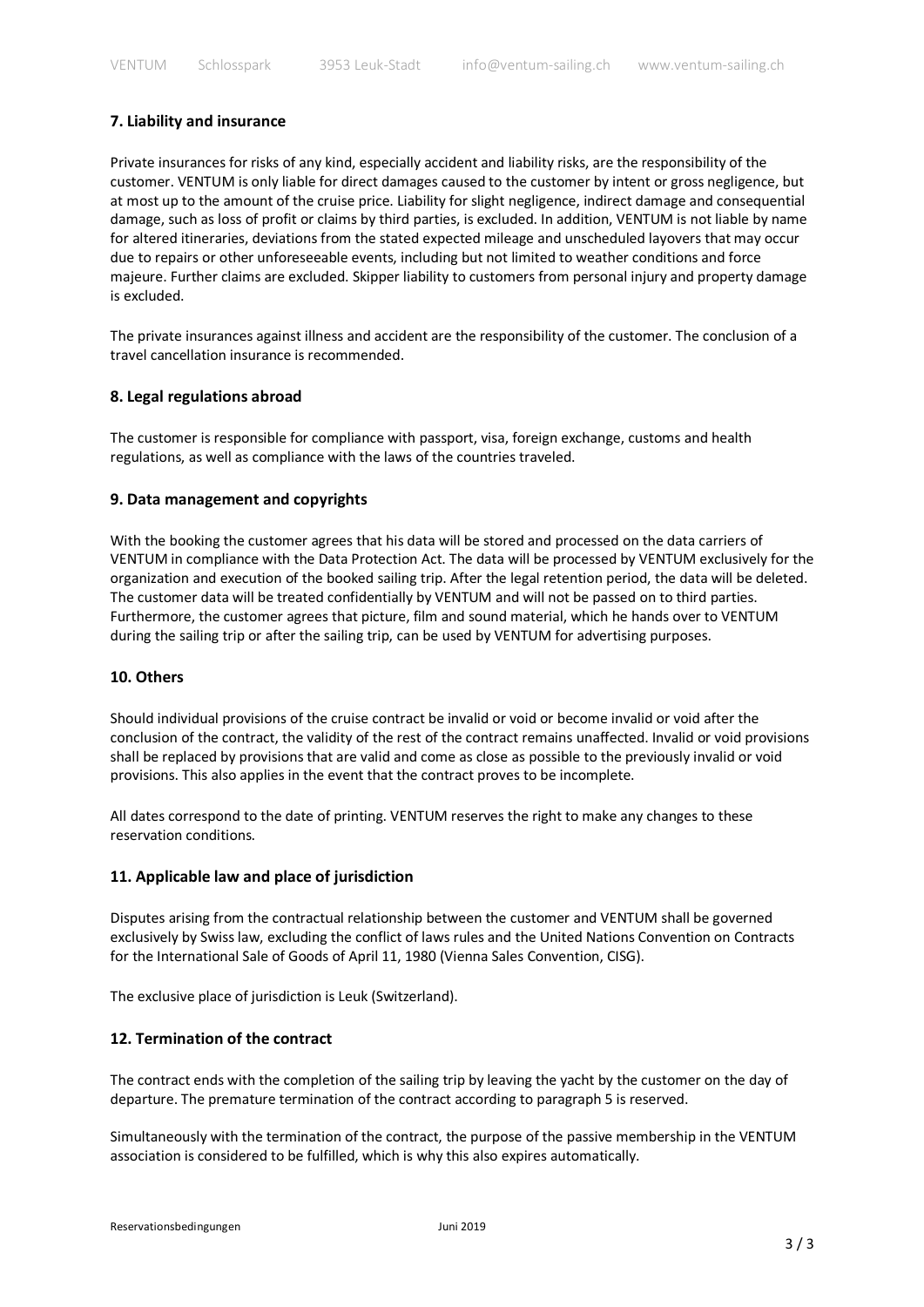## 7. Liability and insurance

Private insurances for risks of any kind, especially accident and liability risks, are the responsibility of the customer. VENTUM is only liable for direct damages caused to the customer by intent or gross negligence, but at most up to the amount of the cruise price. Liability for slight negligence, indirect damage and consequential damage, such as loss of profit or claims by third parties, is excluded. In addition, VENTUM is not liable by name for altered itineraries, deviations from the stated expected mileage and unscheduled layovers that may occur due to repairs or other unforeseeable events, including but not limited to weather conditions and force majeure. Further claims are excluded. Skipper liability to customers from personal injury and property damage is excluded.

The private insurances against illness and accident are the responsibility of the customer. The conclusion of a travel cancellation insurance is recommended.

## 8. Legal regulations abroad

The customer is responsible for compliance with passport, visa, foreign exchange, customs and health regulations, as well as compliance with the laws of the countries traveled.

## 9. Data management and copyrights

With the booking the customer agrees that his data will be stored and processed on the data carriers of VENTUM in compliance with the Data Protection Act. The data will be processed by VENTUM exclusively for the organization and execution of the booked sailing trip. After the legal retention period, the data will be deleted. The customer data will be treated confidentially by VENTUM and will not be passed on to third parties. Furthermore, the customer agrees that picture, film and sound material, which he hands over to VENTUM during the sailing trip or after the sailing trip, can be used by VENTUM for advertising purposes.

## 10. Others

Should individual provisions of the cruise contract be invalid or void or become invalid or void after the conclusion of the contract, the validity of the rest of the contract remains unaffected. Invalid or void provisions shall be replaced by provisions that are valid and come as close as possible to the previously invalid or void provisions. This also applies in the event that the contract proves to be incomplete.

All dates correspond to the date of printing. VENTUM reserves the right to make any changes to these reservation conditions.

## 11. Applicable law and place of jurisdiction

Disputes arising from the contractual relationship between the customer and VENTUM shall be governed exclusively by Swiss law, excluding the conflict of laws rules and the United Nations Convention on Contracts for the International Sale of Goods of April 11, 1980 (Vienna Sales Convention, CISG).

The exclusive place of jurisdiction is Leuk (Switzerland).

## 12. Termination of the contract

The contract ends with the completion of the sailing trip by leaving the yacht by the customer on the day of departure. The premature termination of the contract according to paragraph 5 is reserved.

Simultaneously with the termination of the contract, the purpose of the passive membership in the VENTUM association is considered to be fulfilled, which is why this also expires automatically.